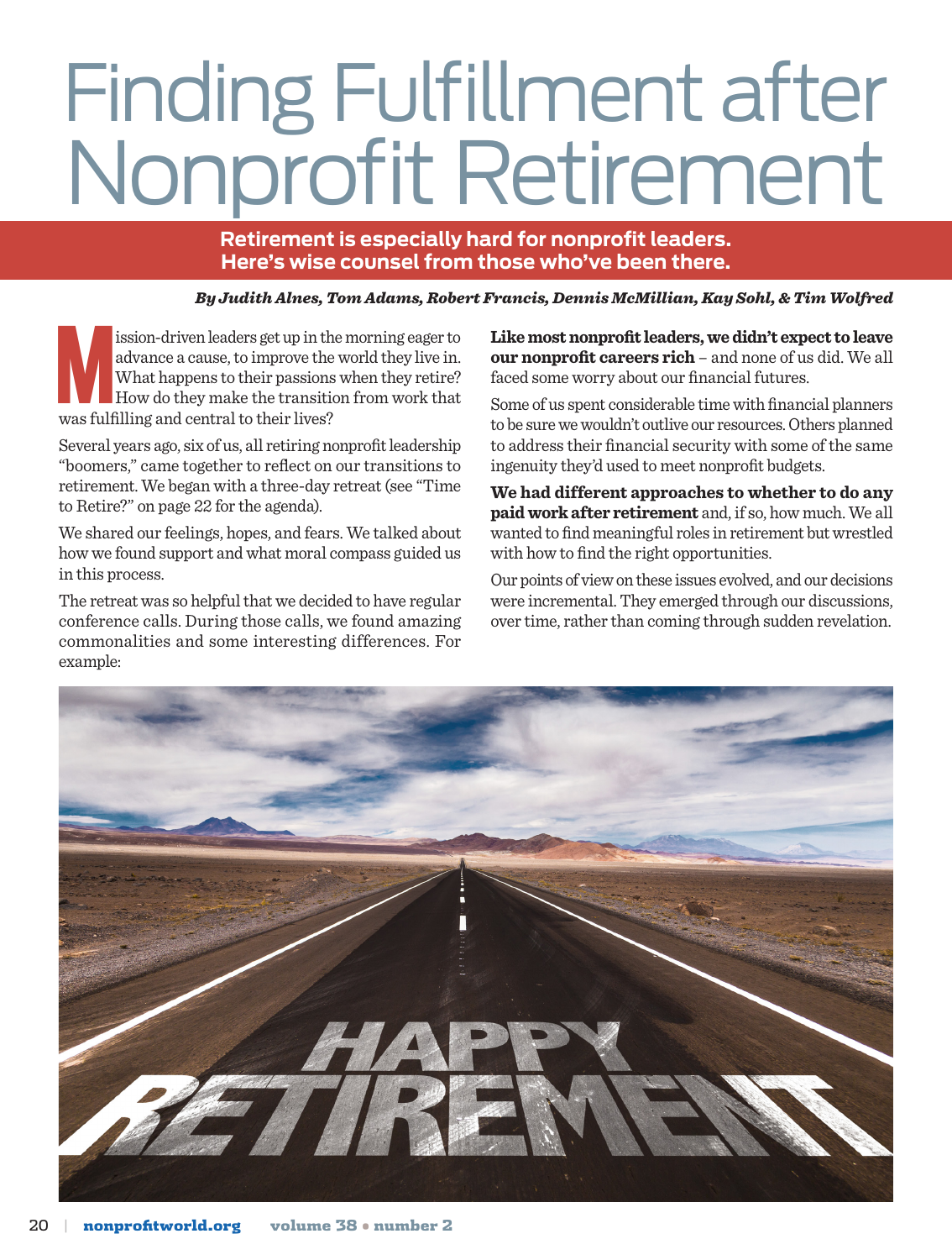# Finding Fulfillment after Nonprofit Retirement

**Retirement is especially hard for nonprofit leaders. Here's wise counsel from those who've been there.**

***By Judith Alnes, Tom Adams, Robert Francis, Dennis McMillian, Kay Sohl, & Tim Wolfred***

Mission-driven leaders get up in the morning eager to advance a cause, to improve the world they live in. What happens to their passions when they retire? How do they make the transition from work that was fulfilling and central to their lives?

Several years ago, six of us, all retiring nonprofit leadership "boomers," came together to reflect on our transitions to retirement. We began with a three-day retreat (see "Time to Retire?" on page 22 for the agenda).

We shared our feelings, hopes, and fears. We talked about how we found support and what moral compass guided us in this process.

The retreat was so helpful that we decided to have regular conference calls. During those calls, we found amazing commonalities and some interesting differences. For example:

**Like most nonprofit leaders, we didn't expect to leave our nonprofit careers rich** – and none of us did. We all faced some worry about our financial futures.

Some of us spent considerable time with financial planners to be sure we wouldn't outlive our resources. Others planned to address their financial security with some of the same ingenuity they'd used to meet nonprofit budgets.

**We had different approaches to whether to do any paid work after retirement** and, if so, how much. We all wanted to find meaningful roles in retirement but wrestled with how to find the right opportunities.

Our points of view on these issues evolved, and our decisions were incremental. They emerged through our discussions, over time, rather than coming through sudden revelation.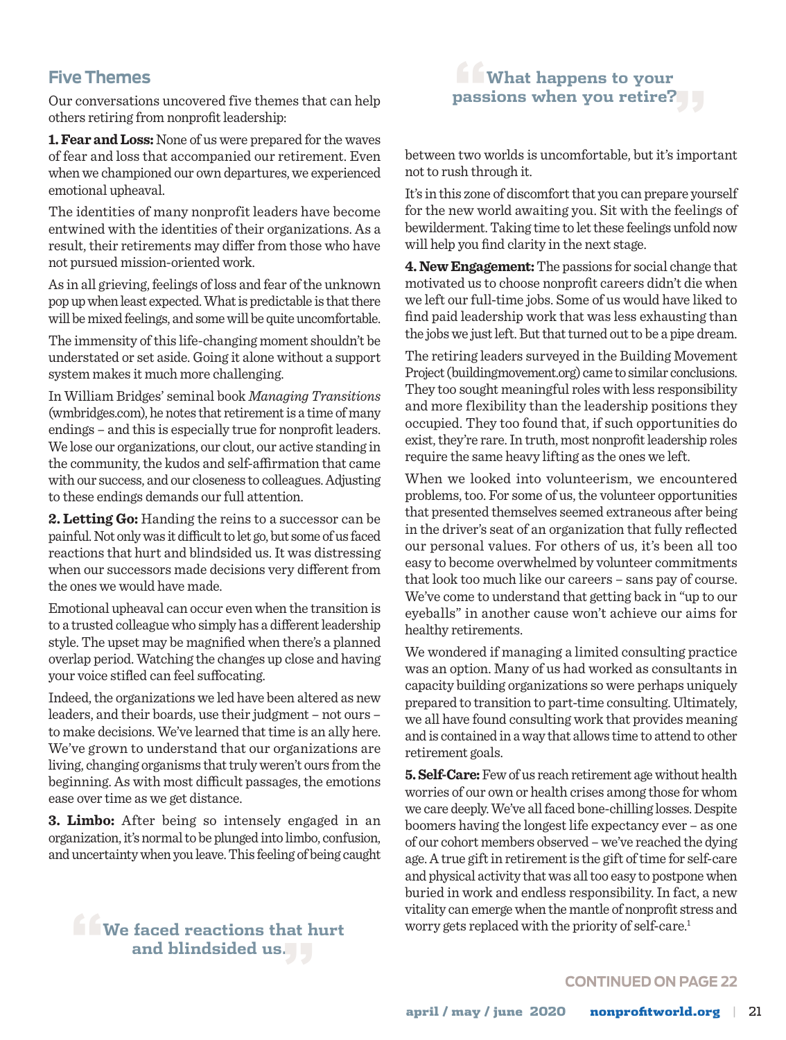## Five Themes

Our conversations uncovered five themes that can help others retiring from nonprofit leadership:

**1. Fear and Loss:** None of us were prepared for the waves of fear and loss that accompanied our retirement. Even when we championed our own departures, we experienced emotional upheaval.

The identities of many nonprofit leaders have become entwined with the identities of their organizations. As a result, their retirements may differ from those who have not pursued mission-oriented work.

As in all grieving, feelings of loss and fear of the unknown pop up when least expected. What is predictable is that there will be mixed feelings, and some will be quite uncomfortable.

The immensity of this life-changing moment shouldn't be understated or set aside. Going it alone without a support system makes it much more challenging.

In William Bridges' seminal book *Managing Transitions* (wmbridges.com), he notes that retirement is a time of many endings – and this is especially true for nonprofit leaders. We lose our organizations, our clout, our active standing in the community, the kudos and self-affirmation that came with our success, and our closeness to colleagues. Adjusting to these endings demands our full attention.

**2. Letting Go:** Handing the reins to a successor can be painful. Not only was it difficult to let go, but some of us faced reactions that hurt and blindsided us. It was distressing when our successors made decisions very different from the ones we would have made.

Emotional upheaval can occur even when the transition is to a trusted colleague who simply has a different leadership style. The upset may be magnified when there's a planned overlap period. Watching the changes up close and having your voice stifled can feel suffocating.

Indeed, the organizations we led have been altered as new leaders, and their boards, use their judgment – not ours – to make decisions. We've learned that time is an ally here. We've grown to understand that our organizations are living, changing organisms that truly weren't ours from the beginning. As with most difficult passages, the emotions ease over time as we get distance.

**3. Limbo:** After being so intensely engaged in an organization, it's normal to be plunged into limbo, confusion, and uncertainty when you leave. This feeling of being caught between two worlds is uncomfortable, but it's important not to rush through it.

> **We faced reactions that hurt and blindsided us.**

> **What happens to your passions when you retire?**

It's in this zone of discomfort that you can prepare yourself for the new world awaiting you. Sit with the feelings of bewilderment. Taking time to let these feelings unfold now will help you find clarity in the next stage.

**4. New Engagement:** The passions for social change that motivated us to choose nonprofit careers didn't die when we left our full-time jobs. Some of us would have liked to find paid leadership work that was less exhausting than the jobs we just left. But that turned out to be a pipe dream.

The retiring leaders surveyed in the Building Movement Project (buildingmovement.org) came to similar conclusions. They too sought meaningful roles with less responsibility and more flexibility than the leadership positions they occupied. They too found that, if such opportunities do exist, they're rare. In truth, most nonprofit leadership roles require the same heavy lifting as the ones we left.

When we looked into volunteerism, we encountered problems, too. For some of us, the volunteer opportunities that presented themselves seemed extraneous after being in the driver's seat of an organization that fully reflected our personal values. For others of us, it's been all too easy to become overwhelmed by volunteer commitments that look too much like our careers – sans pay of course. We've come to understand that getting back in "up to our eyeballs" in another cause won't achieve our aims for healthy retirements.

We wondered if managing a limited consulting practice was an option. Many of us had worked as consultants in capacity building organizations so were perhaps uniquely prepared to transition to part-time consulting. Ultimately, we all have found consulting work that provides meaning and is contained in a way that allows time to attend to other retirement goals.

**5. Self-Care:** Few of us reach retirement age without health worries of our own or health crises among those for whom we care deeply. We've all faced bone-chilling losses. Despite boomers having the longest life expectancy ever – as one of our cohort members observed – we've reached the dying age. A true gift in retirement is the gift of time for self-care and physical activity that was all too easy to postpone when buried in work and endless responsibility. In fact, a new vitality can emerge when the mantle of nonprofit stress and worry gets replaced with the priority of self-care.[1]

CONTINUED ON PAGE 22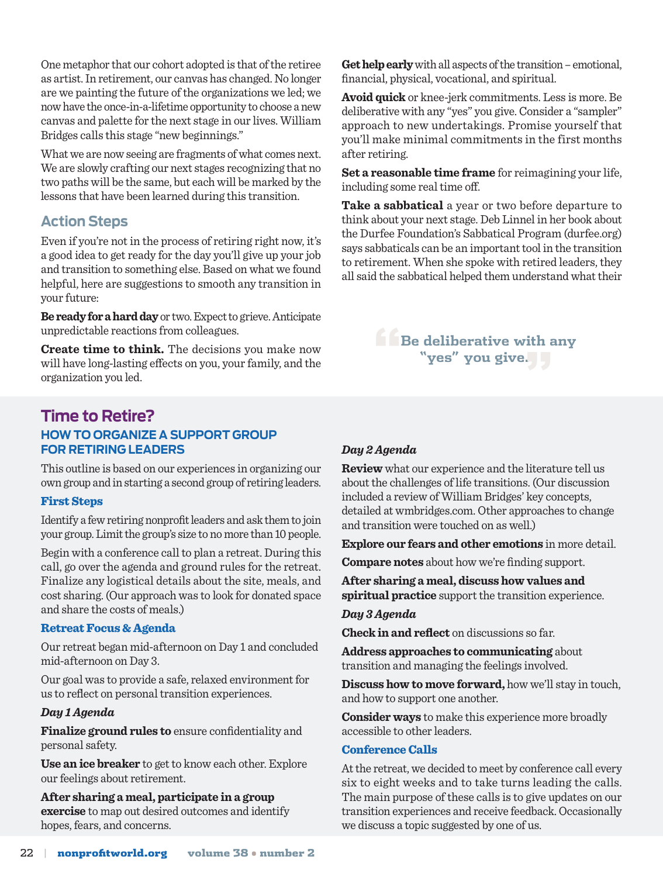One metaphor that our cohort adopted is that of the retiree as artist. In retirement, our canvas has changed. No longer are we painting the future of the organizations we led; we now have the once-in-a-lifetime opportunity to choose a new canvas and palette for the next stage in our lives. William Bridges calls this stage "new beginnings."

What we are now seeing are fragments of what comes next. We are slowly crafting our next stages recognizing that no two paths will be the same, but each will be marked by the lessons that have been learned during this transition.

## Action Steps

Even if you're not in the process of retiring right now, it's a good idea to get ready for the day you'll give up your job and transition to something else. Based on what we found helpful, here are suggestions to smooth any transition in your future:

**Be ready for a hard day** or two. Expect to grieve. Anticipate unpredictable reactions from colleagues.

**Create time to think.** The decisions you make now will have long-lasting effects on you, your family, and the organization you led.

**Get help early** with all aspects of the transition – emotional, financial, physical, vocational, and spiritual.

**Avoid quick** or knee-jerk commitments. Less is more. Be deliberative with any "yes" you give. Consider a "sampler" approach to new undertakings. Promise yourself that you'll make minimal commitments in the first months after retiring.

**Set a reasonable time frame** for reimagining your life, including some real time off.

**Take a sabbatical** a year or two before departure to think about your next stage. Deb Linnel in her book about the Durfee Foundation's Sabbatical Program (durfee.org) says sabbaticals can be an important tool in the transition to retirement. When she spoke with retired leaders, they all said the sabbatical helped them understand what their

> **"Be deliberative with any "yes" you give."**

## Time to Retire?

### HOW TO ORGANIZE A SUPPORT GROUP FOR RETIRING LEADERS

This outline is based on our experiences in organizing our own group and in starting a second group of retiring leaders.

#### First Steps

Identify a few retiring nonprofit leaders and ask them to join your group. Limit the group's size to no more than 10 people.

Begin with a conference call to plan a retreat. During this call, go over the agenda and ground rules for the retreat. Finalize any logistical details about the site, meals, and cost sharing. (Our approach was to look for donated space and share the costs of meals.)

#### Retreat Focus & Agenda

Our retreat began mid-afternoon on Day 1 and concluded mid-afternoon on Day 3.

Our goal was to provide a safe, relaxed environment for us to reflect on personal transition experiences.

*Day 1 Agenda*

**Finalize ground rules to** ensure confidentiality and personal safety.

**Use an ice breaker** to get to know each other. Explore our feelings about retirement.

**After sharing a meal, participate in a group exercise** to map out desired outcomes and identify hopes, fears, and concerns.

*Day 2 Agenda*

**Review** what our experience and the literature tell us about the challenges of life transitions. (Our discussion included a review of William Bridges' key concepts, detailed at wmbridges.com. Other approaches to change and transition were touched on as well.)

**Explore our fears and other emotions** in more detail.

**Compare notes** about how we're finding support.

**After sharing a meal, discuss how values and spiritual practice** support the transition experience.

*Day 3 Agenda*

**Check in and reflect** on discussions so far.

**Address approaches to communicating** about transition and managing the feelings involved.

**Discuss how to move forward,** how we'll stay in touch, and how to support one another.

**Consider ways** to make this experience more broadly accessible to other leaders.

#### Conference Calls

At the retreat, we decided to meet by conference call every six to eight weeks and to take turns leading the calls. The main purpose of these calls is to give updates on our transition experiences and receive feedback. Occasionally we discuss a topic suggested by one of us.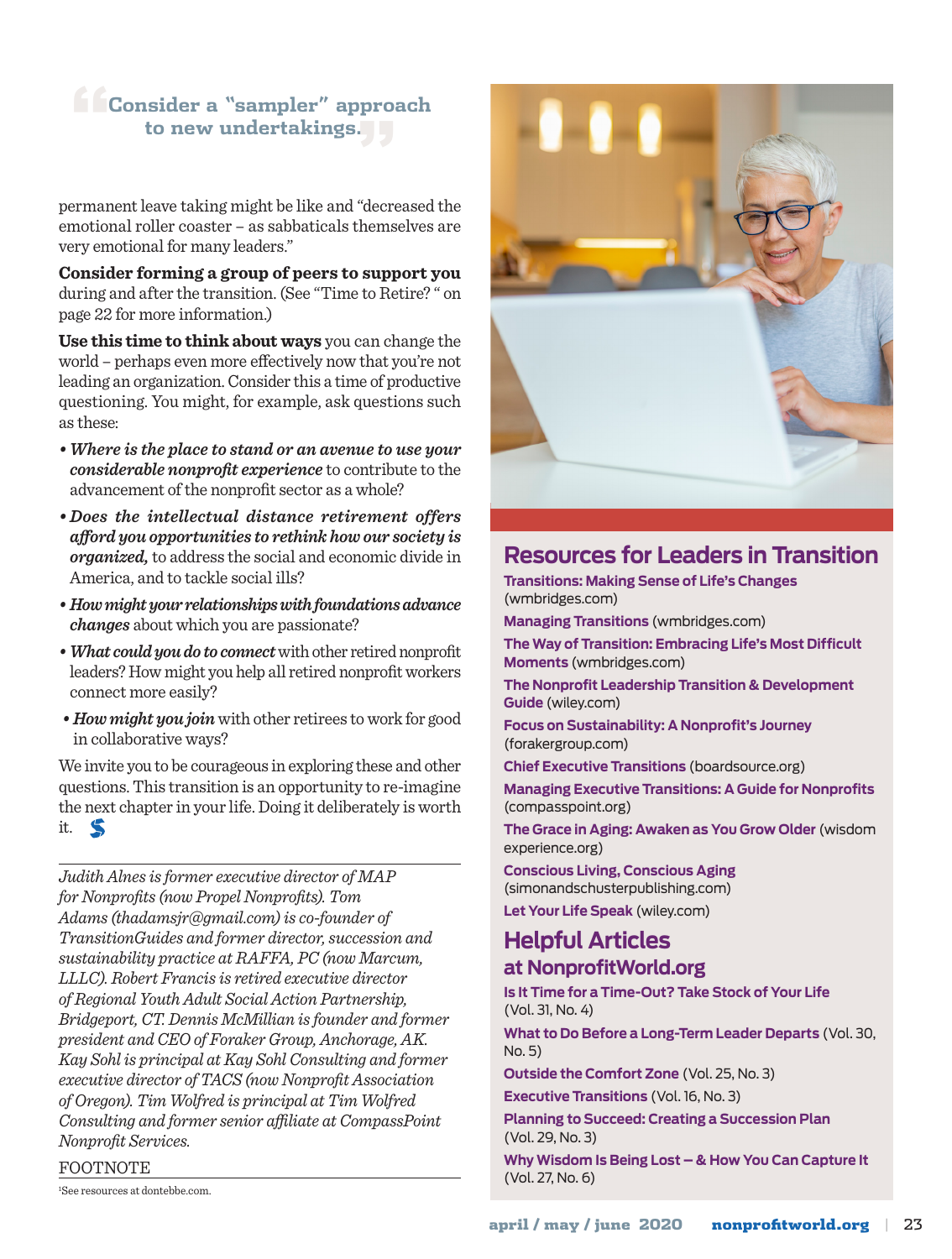> Consider a "sampler" approach to new undertakings.

permanent leave taking might be like and "decreased the emotional roller coaster – as sabbaticals themselves are very emotional for many leaders."

**Consider forming a group of peers to support you** during and after the transition. (See "Time to Retire? " on page 22 for more information.)

**Use this time to think about ways** you can change the world – perhaps even more effectively now that you're not leading an organization. Consider this a time of productive questioning. You might, for example, ask questions such as these:

- ***Where is the place to stand or an avenue to use your considerable nonprofit experience*** to contribute to the advancement of the nonprofit sector as a whole?
- ***Does the intellectual distance retirement offers afford you opportunities to rethink how our society is organized,*** to address the social and economic divide in America, and to tackle social ills?
- ***How might your relationships with foundations advance changes*** about which you are passionate?
- ***What could you do to connect*** with other retired nonprofit leaders? How might you help all retired nonprofit workers connect more easily?
- ***How might you join*** with other retirees to work for good in collaborative ways?

We invite you to be courageous in exploring these and other questions. This transition is an opportunity to re-imagine the next chapter in your life. Doing it deliberately is worth it.

---

*Judith Alnes is former executive director of MAP for Nonprofits (now Propel Nonprofits). Tom Adams (thadamsjr@gmail.com) is co-founder of TransitionGuides and former director, succession and sustainability practice at RAFFA, PC (now Marcum, LLLC). Robert Francis is retired executive director of Regional Youth Adult Social Action Partnership, Bridgeport, CT. Dennis McMillian is founder and former president and CEO of Foraker Group, Anchorage, AK. Kay Sohl is principal at Kay Sohl Consulting and former executive director of TACS (now Nonprofit Association of Oregon). Tim Wolfred is principal at Tim Wolfred Consulting and former senior affiliate at CompassPoint Nonprofit Services.*

FOOTNOTE

[1] See resources at dontebbe.com.

## Resources for Leaders in Transition

**Transitions: Making Sense of Life's Changes** (wmbridges.com)

**Managing Transitions** (wmbridges.com)

**The Way of Transition: Embracing Life's Most Difficult Moments** (wmbridges.com)

**The Nonprofit Leadership Transition & Development Guide** (wiley.com)

**Focus on Sustainability: A Nonprofit's Journey** (forakergroup.com)

**Chief Executive Transitions** (boardsource.org)

**Managing Executive Transitions: A Guide for Nonprofits** (compasspoint.org)

**The Grace in Aging: Awaken as You Grow Older** (wisdom experience.org)

**Conscious Living, Conscious Aging** (simonandschusterpublishing.com)

**Let Your Life Speak** (wiley.com)

## Helpful Articles at NonprofitWorld.org

**Is It Time for a Time-Out? Take Stock of Your Life** (Vol. 31, No. 4)

**What to Do Before a Long-Term Leader Departs** (Vol. 30, No. 5)

**Outside the Comfort Zone** (Vol. 25, No. 3)

**Executive Transitions** (Vol. 16, No. 3)

**Planning to Succeed: Creating a Succession Plan** (Vol. 29, No. 3)

**Why Wisdom Is Being Lost – & How You Can Capture It** (Vol. 27, No. 6)